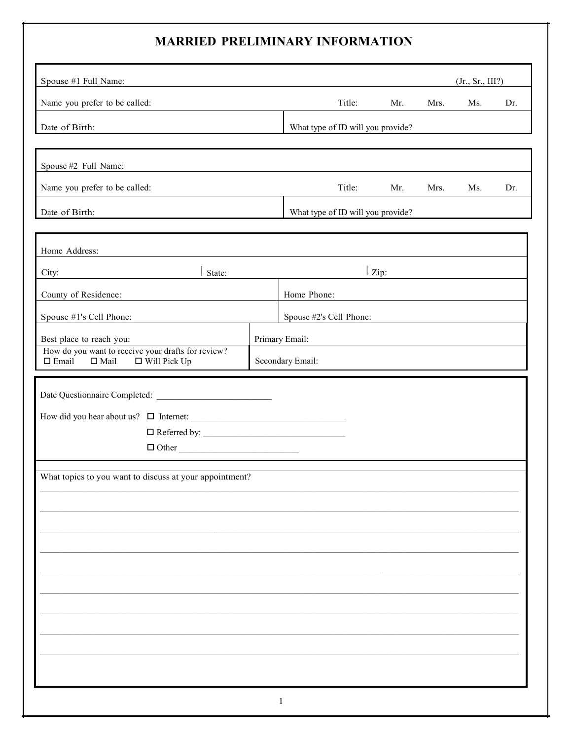# MARRIED PRELIMINARY INFORMATION

| | | | | | |
|---|---|---|---|---|---|
| Spouse #1 Full Name: | | | | | (Jr., Sr., III?) |
| Name you prefer to be called: | Title: | Mr. | Mrs. | Ms. | Dr. |
| Date of Birth: | What type of ID will you provide? | | | | |

| | | | | | |
|---|---|---|---|---|---|
| Spouse #2 Full Name: | | | | | |
| Name you prefer to be called: | Title: | Mr. | Mrs. | Ms. | Dr. |
| Date of Birth: | What type of ID will you provide? | | | | |

| | | |
|---|---|---|
| Home Address: | | |
| City: | State: | Zip: |
| County of Residence: | Home Phone: | |
| Spouse #1's Cell Phone: | Spouse #2's Cell Phone: | |
| Best place to reach you: | Primary Email: | |
| How do you want to receive your drafts for review? ☐ Email ☐ Mail ☐ Will Pick Up | Secondary Email: | |

Date Questionnaire Completed: ___________________________

How did you hear about us? ☐ Internet: ___________________________________

☐ Referred by: _________________________________

☐ Other ____________________________

What topics to you want to discuss at your appointment?

______________________________________________________________________________

______________________________________________________________________________

______________________________________________________________________________

______________________________________________________________________________

______________________________________________________________________________

______________________________________________________________________________

______________________________________________________________________________

______________________________________________________________________________

______________________________________________________________________________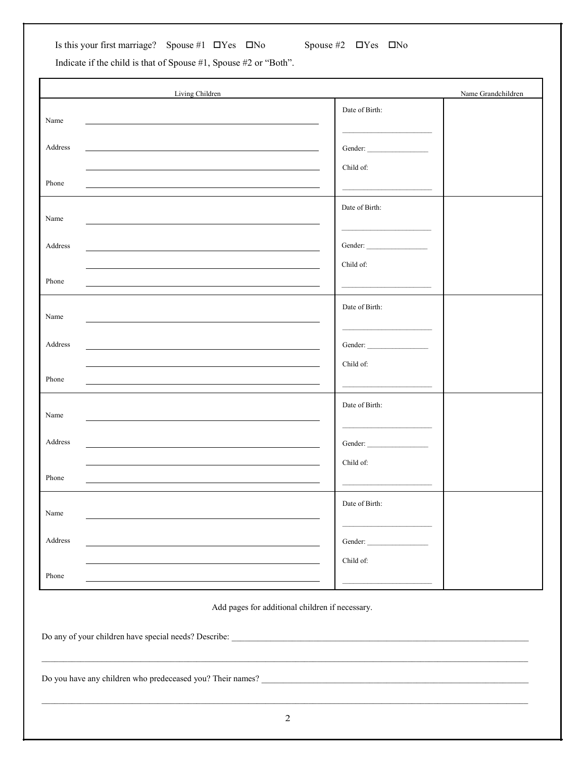Is this your first marriage? Spouse #1 ☐Yes ☐No Spouse #2 ☐Yes ☐No

Indicate if the child is that of Spouse #1, Spouse #2 or "Both".

| Living Children | | Name Grandchildren |
|---|---|---|
| Name ____________<br>Address ____________<br>____________<br>Phone ____________ | Date of Birth: ____________<br>Gender: ____________<br>Child of: ____________ | |
| Name ____________<br>Address ____________<br>____________<br>Phone ____________ | Date of Birth: ____________<br>Gender: ____________<br>Child of: ____________ | |
| Name ____________<br>Address ____________<br>____________<br>Phone ____________ | Date of Birth: ____________<br>Gender: ____________<br>Child of: ____________ | |
| Name ____________<br>Address ____________<br>____________<br>Phone ____________ | Date of Birth: ____________<br>Gender: ____________<br>Child of: ____________ | |
| Name ____________<br>Address ____________<br>____________<br>Phone ____________ | Date of Birth: ____________<br>Gender: ____________<br>Child of: ____________ | |

Add pages for additional children if necessary.

Do any of your children have special needs? Describe: ____________________________________________

____________________________________________

Do you have any children who predeceased you? Their names? ____________________________________________

____________________________________________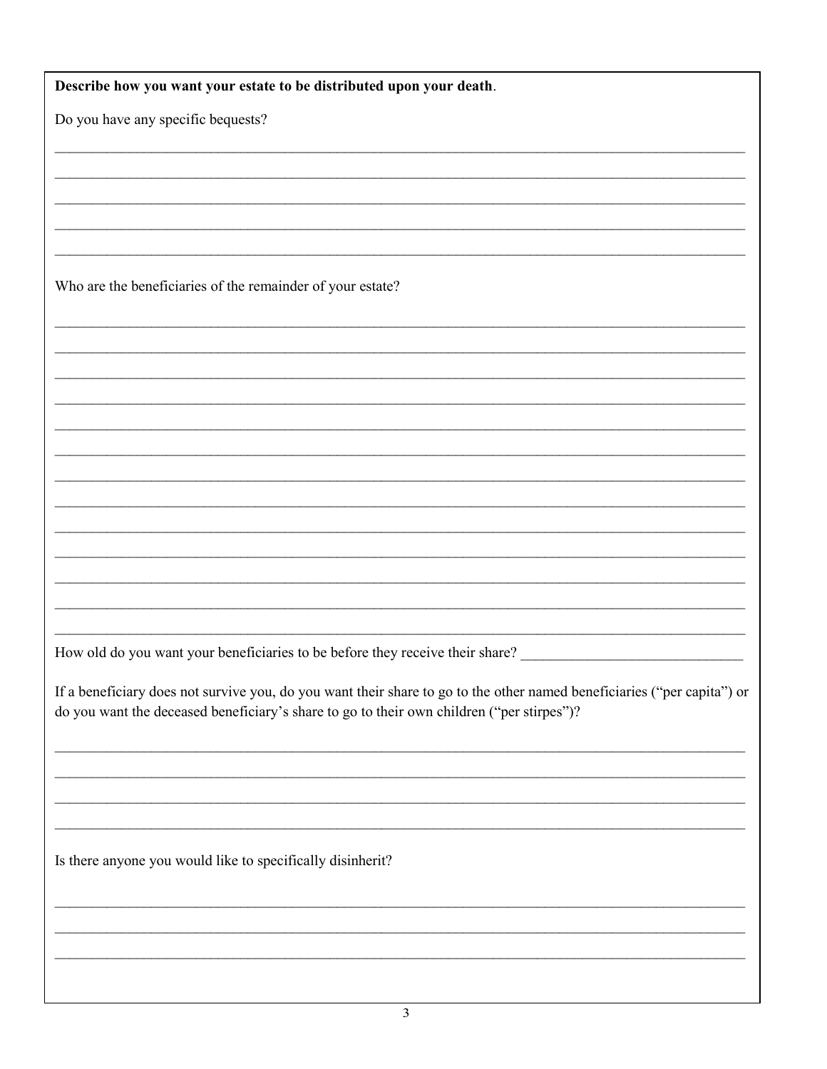**Describe how you want your estate to be distributed upon your death**.

Do you have any specific bequests?

____________________________________________________________________________________

____________________________________________________________________________________

____________________________________________________________________________________

____________________________________________________________________________________

____________________________________________________________________________________

Who are the beneficiaries of the remainder of your estate?

____________________________________________________________________________________

____________________________________________________________________________________

____________________________________________________________________________________

____________________________________________________________________________________

____________________________________________________________________________________

____________________________________________________________________________________

____________________________________________________________________________________

____________________________________________________________________________________

____________________________________________________________________________________

____________________________________________________________________________________

____________________________________________________________________________________

____________________________________________________________________________________

____________________________________________________________________________________

How old do you want your beneficiaries to be before they receive their share? ______________________________

If a beneficiary does not survive you, do you want their share to go to the other named beneficiaries ("per capita") or do you want the deceased beneficiary's share to go to their own children ("per stirpes")?

____________________________________________________________________________________

____________________________________________________________________________________

____________________________________________________________________________________

____________________________________________________________________________________

Is there anyone you would like to specifically disinherit?

____________________________________________________________________________________

____________________________________________________________________________________

____________________________________________________________________________________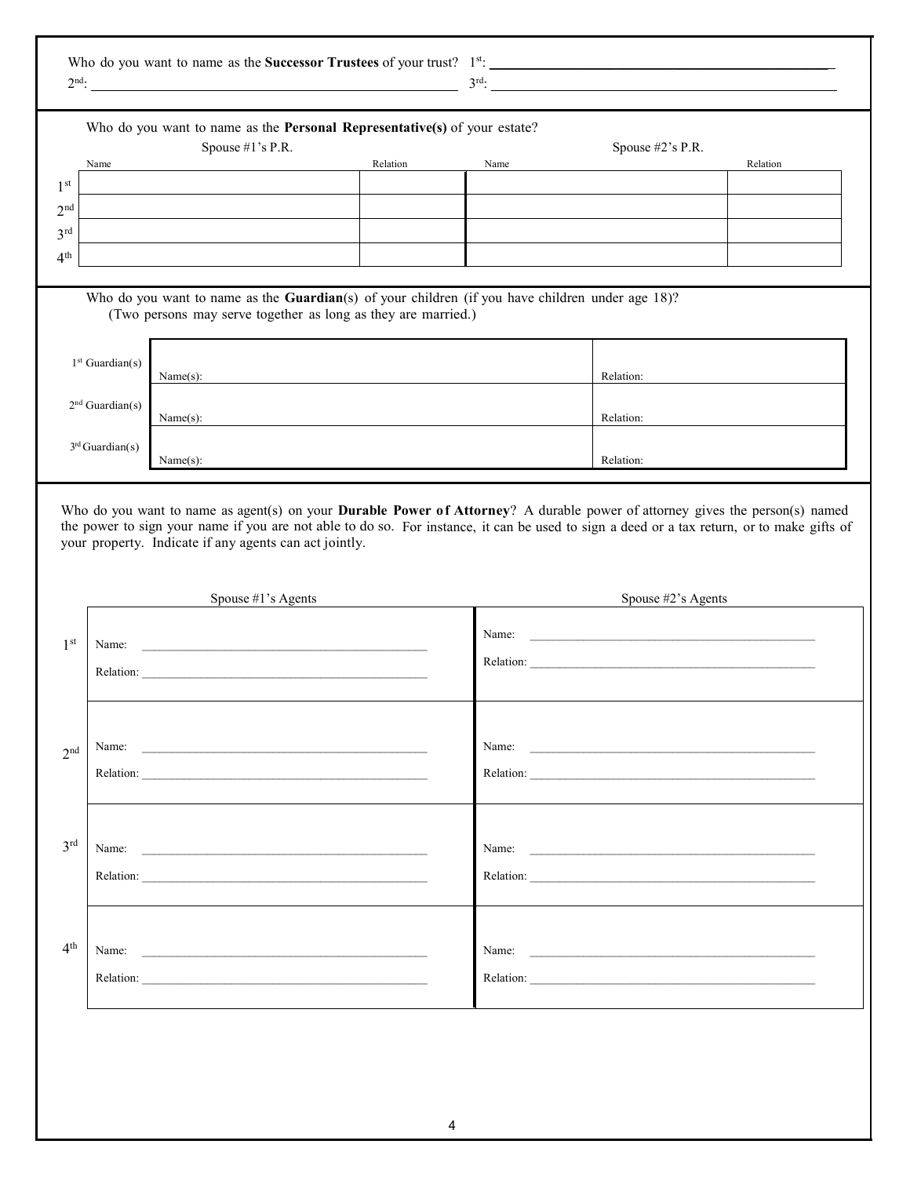Who do you want to name as the **Successor Trustees** of your trust? 1st: ______________________________ 2nd: ______________________________ 3rd: ______________________________

Who do you want to name as the **Personal Representative(s)** of your estate?

| | Spouse #1's P.R. Name | Relation | Spouse #2's P.R. Name | Relation |
|---|---|---|---|---|
| 1st | | | | |
| 2nd | | | | |
| 3rd | | | | |
| 4th | | | | |

Who do you want to name as the **Guardian**(s) of your children (if you have children under age 18)?
(Two persons may serve together as long as they are married.)

| | | |
|---|---|---|
| 1st Guardian(s) | Name(s): | Relation: |
| 2nd Guardian(s) | Name(s): | Relation: |
| 3rd Guardian(s) | Name(s): | Relation: |

Who do you want to name as agent(s) on your **Durable Power of Attorney**? A durable power of attorney gives the person(s) named the power to sign your name if you are not able to do so. For instance, it can be used to sign a deed or a tax return, or to make gifts of your property. Indicate if any agents can act jointly.

| | Spouse #1's Agents | Spouse #2's Agents |
|---|---|---|
| 1st | Name: ______________ Relation: ______________ | Name: ______________ Relation: ______________ |
| 2nd | Name: ______________ Relation: ______________ | Name: ______________ Relation: ______________ |
| 3rd | Name: ______________ Relation: ______________ | Name: ______________ Relation: ______________ |
| 4th | Name: ______________ Relation: ______________ | Name: ______________ Relation: ______________ |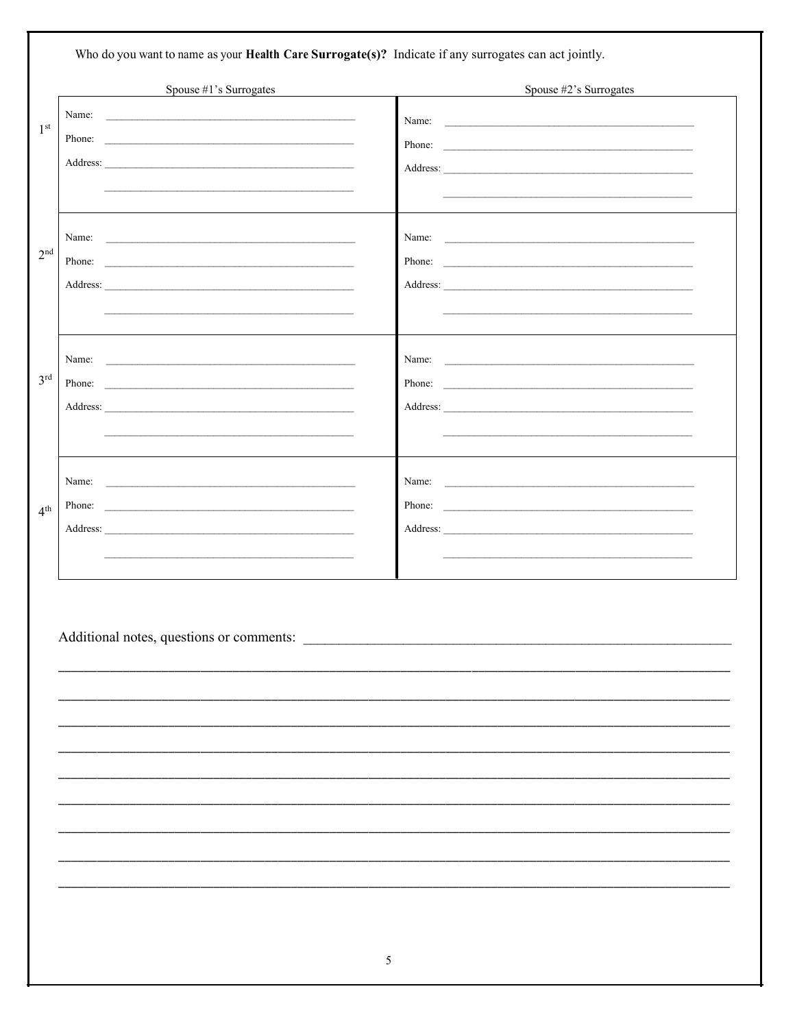Who do you want to name as your **Health Care Surrogate(s)?** Indicate if any surrogates can act jointly.

| | Spouse #1's Surrogates | Spouse #2's Surrogates |
|---|---|---|
| 1st | Name: ________________<br>Phone: ________________<br>Address: ________________<br>________________ | Name: ________________<br>Phone: ________________<br>Address: ________________<br>________________ |
| 2nd | Name: ________________<br>Phone: ________________<br>Address: ________________<br>________________ | Name: ________________<br>Phone: ________________<br>Address: ________________<br>________________ |
| 3rd | Name: ________________<br>Phone: ________________<br>Address: ________________<br>________________ | Name: ________________<br>Phone: ________________<br>Address: ________________<br>________________ |
| 4th | Name: ________________<br>Phone: ________________<br>Address: ________________<br>________________ | Name: ________________<br>Phone: ________________<br>Address: ________________<br>________________ |

Additional notes, questions or comments: ________________________________________________

________________________________________________________________________________

________________________________________________________________________________

________________________________________________________________________________

________________________________________________________________________________

________________________________________________________________________________

________________________________________________________________________________

________________________________________________________________________________

________________________________________________________________________________

________________________________________________________________________________